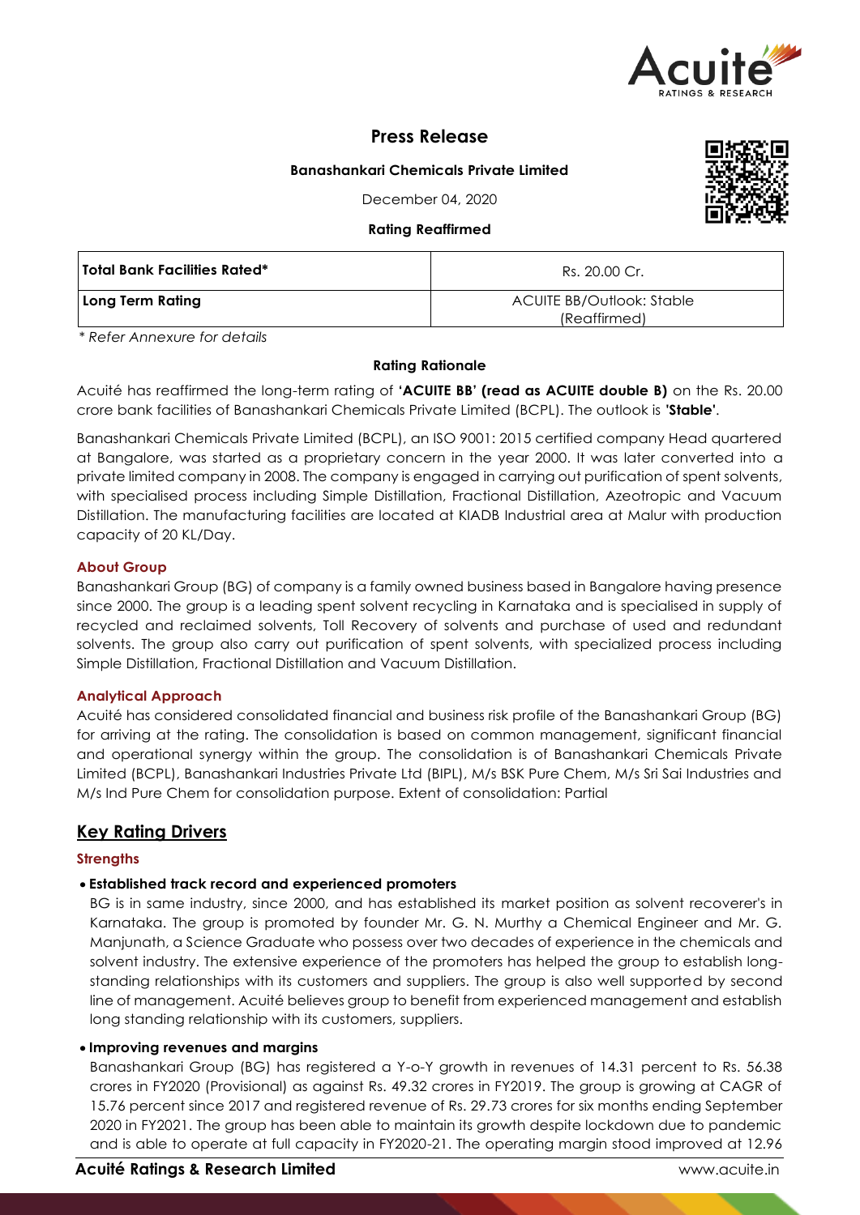# Press Release

**Banashankari Chemicals Private Limited**

December 04, 2020

**Rating Reaffirmed**

| **Total Bank Facilities Rated*** | Rs. 20.00 Cr. |
|---|---|
| **Long Term Rating** | ACUITE BB/Outlook: Stable (Reaffirmed) |

*\* Refer Annexure for details*

**Rating Rationale**

Acuité has reaffirmed the long-term rating of **'ACUITE BB' (read as ACUITE double B)** on the Rs. 20.00 crore bank facilities of Banashankari Chemicals Private Limited (BCPL). The outlook is **'Stable'**.

Banashankari Chemicals Private Limited (BCPL), an ISO 9001: 2015 certified company Head quartered at Bangalore, was started as a proprietary concern in the year 2000. It was later converted into a private limited company in 2008. The company is engaged in carrying out purification of spent solvents, with specialised process including Simple Distillation, Fractional Distillation, Azeotropic and Vacuum Distillation. The manufacturing facilities are located at KIADB Industrial area at Malur with production capacity of 20 KL/Day.

### About Group

Banashankari Group (BG) of company is a family owned business based in Bangalore having presence since 2000. The group is a leading spent solvent recycling in Karnataka and is specialised in supply of recycled and reclaimed solvents, Toll Recovery of solvents and purchase of used and redundant solvents. The group also carry out purification of spent solvents, with specialized process including Simple Distillation, Fractional Distillation and Vacuum Distillation.

### Analytical Approach

Acuité has considered consolidated financial and business risk profile of the Banashankari Group (BG) for arriving at the rating. The consolidation is based on common management, significant financial and operational synergy within the group. The consolidation is of Banashankari Chemicals Private Limited (BCPL), Banashankari Industries Private Ltd (BIPL), M/s BSK Pure Chem, M/s Sri Sai Industries and M/s Ind Pure Chem for consolidation purpose. Extent of consolidation: Partial

## Key Rating Drivers

### Strengths

- **Established track record and experienced promoters**

  BG is in same industry, since 2000, and has established its market position as solvent recoverer's in Karnataka. The group is promoted by founder Mr. G. N. Murthy a Chemical Engineer and Mr. G. Manjunath, a Science Graduate who possess over two decades of experience in the chemicals and solvent industry. The extensive experience of the promoters has helped the group to establish long-standing relationships with its customers and suppliers. The group is also well supported by second line of management. Acuité believes group to benefit from experienced management and establish long standing relationship with its customers, suppliers.

- **Improving revenues and margins**

  Banashankari Group (BG) has registered a Y-o-Y growth in revenues of 14.31 percent to Rs. 56.38 crores in FY2020 (Provisional) as against Rs. 49.32 crores in FY2019. The group is growing at CAGR of 15.76 percent since 2017 and registered revenue of Rs. 29.73 crores for six months ending September 2020 in FY2021. The group has been able to maintain its growth despite lockdown due to pandemic and is able to operate at full capacity in FY2020-21. The operating margin stood improved at 12.96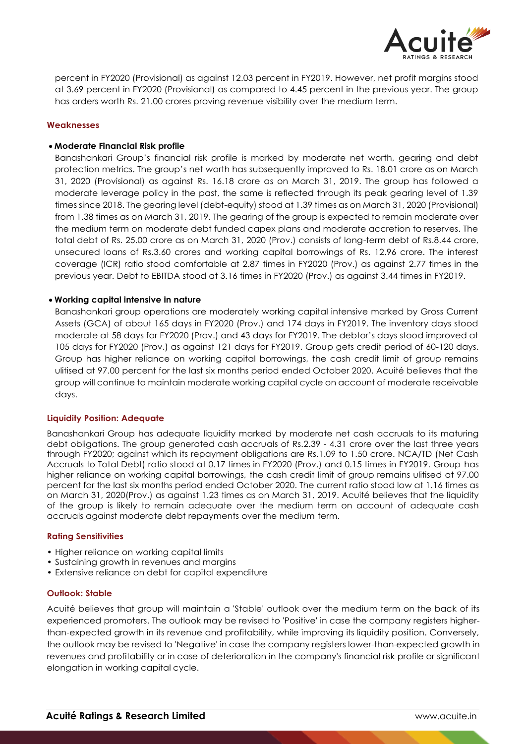percent in FY2020 (Provisional) as against 12.03 percent in FY2019. However, net profit margins stood at 3.69 percent in FY2020 (Provisional) as compared to 4.45 percent in the previous year. The group has orders worth Rs. 21.00 crores proving revenue visibility over the medium term.

### Weaknesses

- **Moderate Financial Risk profile**

  Banashankari Group's financial risk profile is marked by moderate net worth, gearing and debt protection metrics. The group's net worth has subsequently improved to Rs. 18.01 crore as on March 31, 2020 (Provisional) as against Rs. 16.18 crore as on March 31, 2019. The group has followed a moderate leverage policy in the past, the same is reflected through its peak gearing level of 1.39 times since 2018. The gearing level (debt-equity) stood at 1.39 times as on March 31, 2020 (Provisional) from 1.38 times as on March 31, 2019. The gearing of the group is expected to remain moderate over the medium term on moderate debt funded capex plans and moderate accretion to reserves. The total debt of Rs. 25.00 crore as on March 31, 2020 (Prov.) consists of long-term debt of Rs.8.44 crore, unsecured loans of Rs.3.60 crores and working capital borrowings of Rs. 12.96 crore. The interest coverage (ICR) ratio stood comfortable at 2.87 times in FY2020 (Prov.) as against 2.77 times in the previous year. Debt to EBITDA stood at 3.16 times in FY2020 (Prov.) as against 3.44 times in FY2019.

- **Working capital intensive in nature**

  Banashankari group operations are moderately working capital intensive marked by Gross Current Assets (GCA) of about 165 days in FY2020 (Prov.) and 174 days in FY2019. The inventory days stood moderate at 58 days for FY2020 (Prov.) and 43 days for FY2019. The debtor's days stood improved at 105 days for FY2020 (Prov.) as against 121 days for FY2019. Group gets credit period of 60-120 days. Group has higher reliance on working capital borrowings, the cash credit limit of group remains ulitised at 97.00 percent for the last six months period ended October 2020. Acuité believes that the group will continue to maintain moderate working capital cycle on account of moderate receivable days.

### Liquidity Position: Adequate

Banashankari Group has adequate liquidity marked by moderate net cash accruals to its maturing debt obligations. The group generated cash accruals of Rs.2.39 - 4.31 crore over the last three years through FY2020; against which its repayment obligations are Rs.1.09 to 1.50 crore. NCA/TD (Net Cash Accruals to Total Debt) ratio stood at 0.17 times in FY2020 (Prov.) and 0.15 times in FY2019. Group has higher reliance on working capital borrowings, the cash credit limit of group remains ulitised at 97.00 percent for the last six months period ended October 2020. The current ratio stood low at 1.16 times as on March 31, 2020(Prov.) as against 1.23 times as on March 31, 2019. Acuité believes that the liquidity of the group is likely to remain adequate over the medium term on account of adequate cash accruals against moderate debt repayments over the medium term.

### Rating Sensitivities

- Higher reliance on working capital limits
- Sustaining growth in revenues and margins
- Extensive reliance on debt for capital expenditure

### Outlook: Stable

Acuité believes that group will maintain a 'Stable' outlook over the medium term on the back of its experienced promoters. The outlook may be revised to 'Positive' in case the company registers higher-than-expected growth in its revenue and profitability, while improving its liquidity position. Conversely, the outlook may be revised to 'Negative' in case the company registers lower-than-expected growth in revenues and profitability or in case of deterioration in the company's financial risk profile or significant elongation in working capital cycle.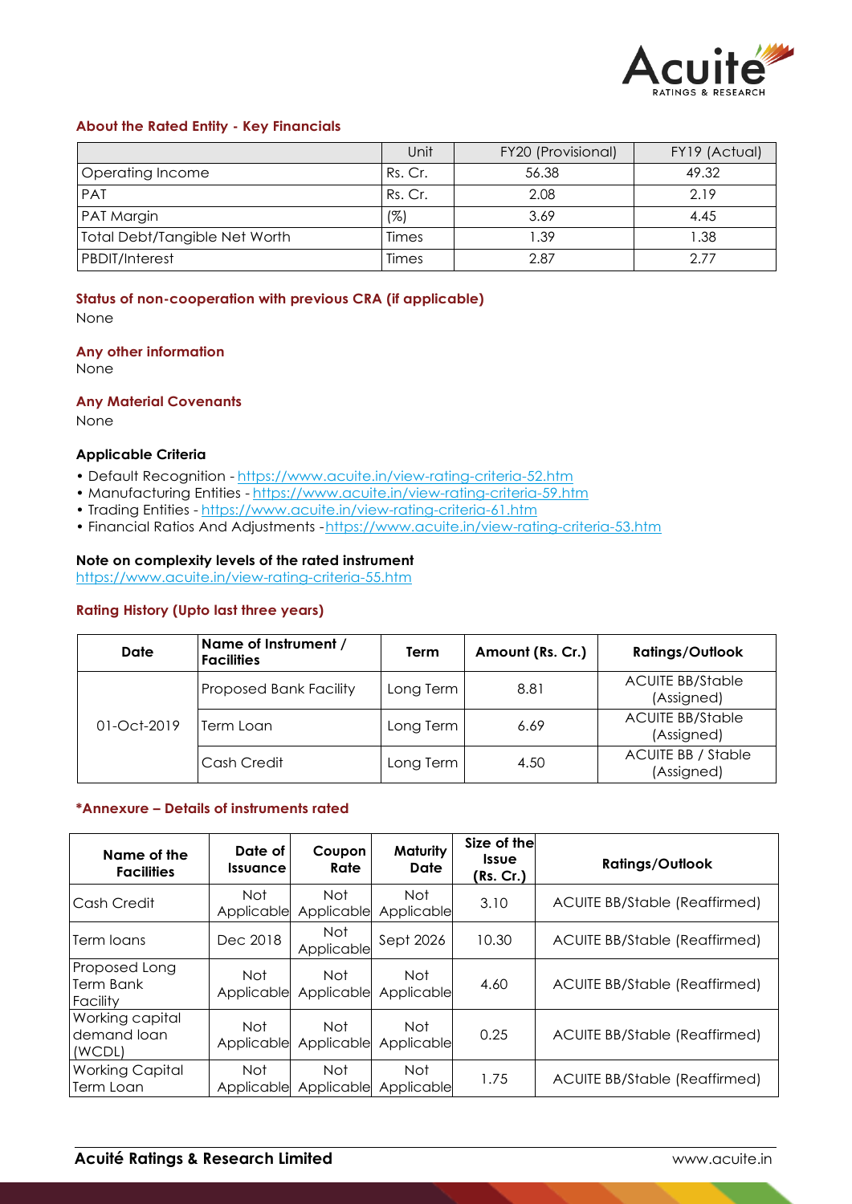### About the Rated Entity - Key Financials

| | Unit | FY20 (Provisional) | FY19 (Actual) |
|---|---|---|---|
| Operating Income | Rs. Cr. | 56.38 | 49.32 |
| PAT | Rs. Cr. | 2.08 | 2.19 |
| PAT Margin | (%) | 3.69 | 4.45 |
| Total Debt/Tangible Net Worth | Times | 1.39 | 1.38 |
| PBDIT/Interest | Times | 2.87 | 2.77 |

### Status of non-cooperation with previous CRA (if applicable)

None

### Any other information

None

### Any Material Covenants

None

### Applicable Criteria

- Default Recognition - https://www.acuite.in/view-rating-criteria-52.htm
- Manufacturing Entities - https://www.acuite.in/view-rating-criteria-59.htm
- Trading Entities - https://www.acuite.in/view-rating-criteria-61.htm
- Financial Ratios And Adjustments -https://www.acuite.in/view-rating-criteria-53.htm

### Note on complexity levels of the rated instrument

https://www.acuite.in/view-rating-criteria-55.htm

### Rating History (Upto last three years)

| Date | Name of Instrument / Facilities | Term | Amount (Rs. Cr.) | Ratings/Outlook |
|---|---|---|---|---|
| 01-Oct-2019 | Proposed Bank Facility | Long Term | 8.81 | ACUITE BB/Stable (Assigned) |
| | Term Loan | Long Term | 6.69 | ACUITE BB/Stable (Assigned) |
| | Cash Credit | Long Term | 4.50 | ACUITE BB / Stable (Assigned) |

### *Annexure – Details of instruments rated

| Name of the Facilities | Date of Issuance | Coupon Rate | Maturity Date | Size of the Issue (Rs. Cr.) | Ratings/Outlook |
|---|---|---|---|---|---|
| Cash Credit | Not Applicable | Not Applicable | Not Applicable | 3.10 | ACUITE BB/Stable (Reaffirmed) |
| Term loans | Dec 2018 | Not Applicable | Sept 2026 | 10.30 | ACUITE BB/Stable (Reaffirmed) |
| Proposed Long Term Bank Facility | Not Applicable | Not Applicable | Not Applicable | 4.60 | ACUITE BB/Stable (Reaffirmed) |
| Working capital demand loan (WCDL) | Not Applicable | Not Applicable | Not Applicable | 0.25 | ACUITE BB/Stable (Reaffirmed) |
| Working Capital Term Loan | Not Applicable | Not Applicable | Not Applicable | 1.75 | ACUITE BB/Stable (Reaffirmed) |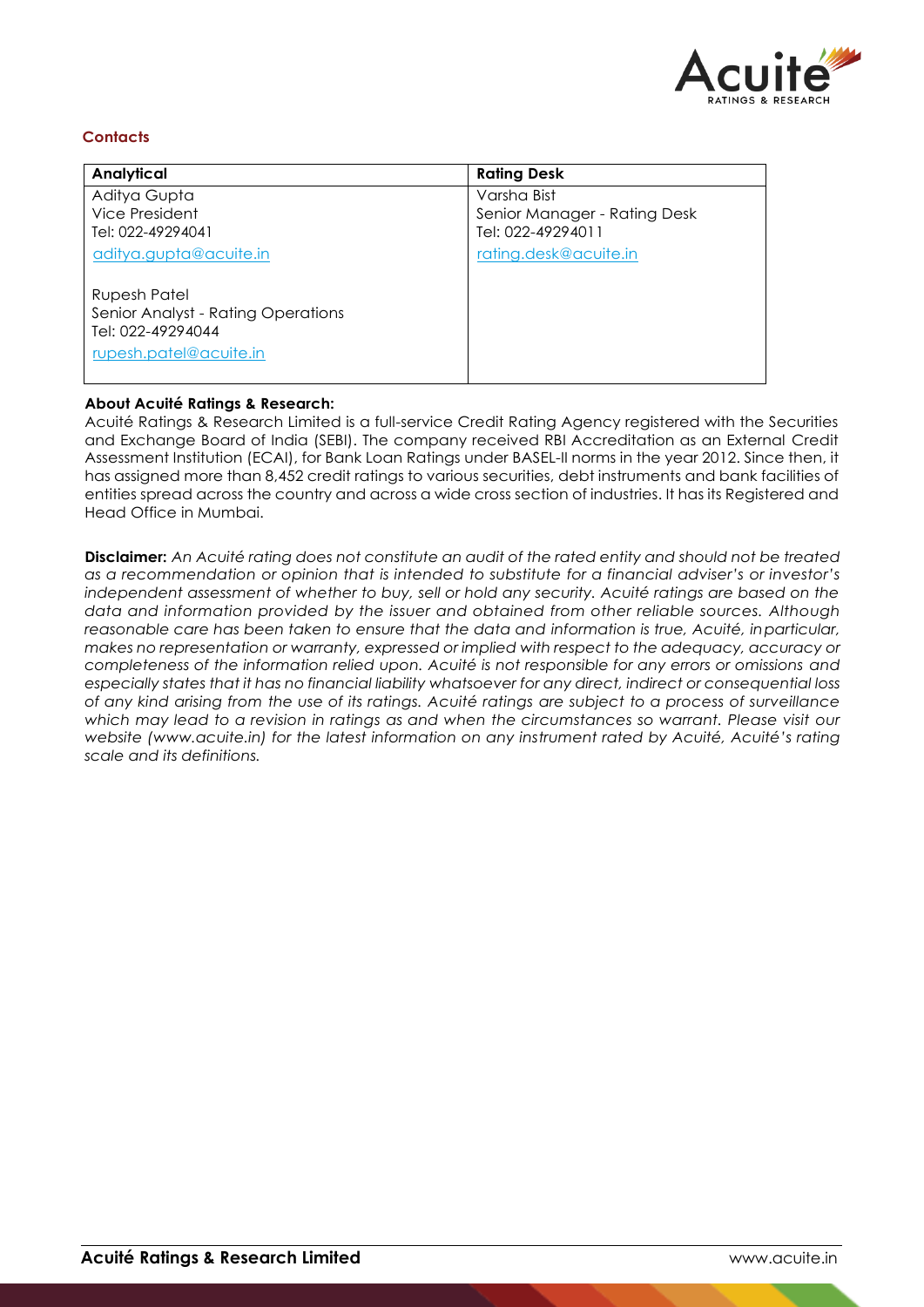### Contacts

| Analytical | Rating Desk |
|---|---|
| Aditya Gupta<br>Vice President<br>Tel: 022-49294041<br>aditya.gupta@acuite.in<br><br>Rupesh Patel<br>Senior Analyst - Rating Operations<br>Tel: 022-49294044<br>rupesh.patel@acuite.in | Varsha Bist<br>Senior Manager - Rating Desk<br>Tel: 022-49294011<br>rating.desk@acuite.in |

**About Acuité Ratings & Research:**
Acuité Ratings & Research Limited is a full-service Credit Rating Agency registered with the Securities and Exchange Board of India (SEBI). The company received RBI Accreditation as an External Credit Assessment Institution (ECAI), for Bank Loan Ratings under BASEL-II norms in the year 2012. Since then, it has assigned more than 8,452 credit ratings to various securities, debt instruments and bank facilities of entities spread across the country and across a wide cross section of industries. It has its Registered and Head Office in Mumbai.

**Disclaimer:** *An Acuité rating does not constitute an audit of the rated entity and should not be treated as a recommendation or opinion that is intended to substitute for a financial adviser's or investor's independent assessment of whether to buy, sell or hold any security. Acuité ratings are based on the data and information provided by the issuer and obtained from other reliable sources. Although reasonable care has been taken to ensure that the data and information is true, Acuité, in particular, makes no representation or warranty, expressed or implied with respect to the adequacy, accuracy or completeness of the information relied upon. Acuité is not responsible for any errors or omissions and especially states that it has no financial liability whatsoever for any direct, indirect or consequential loss of any kind arising from the use of its ratings. Acuité ratings are subject to a process of surveillance which may lead to a revision in ratings as and when the circumstances so warrant. Please visit our website (www.acuite.in) for the latest information on any instrument rated by Acuité, Acuité's rating scale and its definitions.*